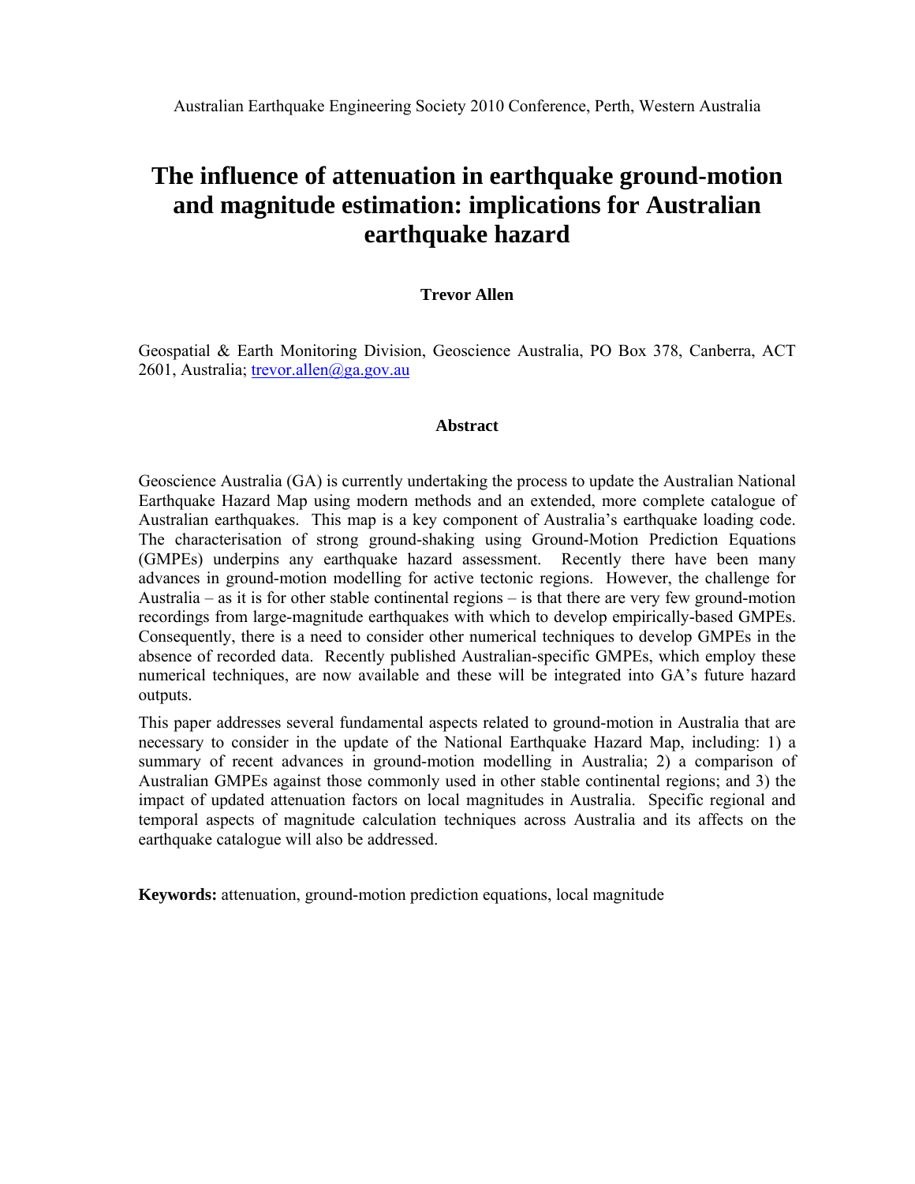Australian Earthquake Engineering Society 2010 Conference, Perth, Western Australia

# The influence of attenuation in earthquake ground-motion and magnitude estimation: implications for Australian earthquake hazard

**Trevor Allen**

Geospatial & Earth Monitoring Division, Geoscience Australia, PO Box 378, Canberra, ACT 2601, Australia; trevor.allen@ga.gov.au

## Abstract

Geoscience Australia (GA) is currently undertaking the process to update the Australian National Earthquake Hazard Map using modern methods and an extended, more complete catalogue of Australian earthquakes. This map is a key component of Australia's earthquake loading code. The characterisation of strong ground-shaking using Ground-Motion Prediction Equations (GMPEs) underpins any earthquake hazard assessment. Recently there have been many advances in ground-motion modelling for active tectonic regions. However, the challenge for Australia – as it is for other stable continental regions – is that there are very few ground-motion recordings from large-magnitude earthquakes with which to develop empirically-based GMPEs. Consequently, there is a need to consider other numerical techniques to develop GMPEs in the absence of recorded data. Recently published Australian-specific GMPEs, which employ these numerical techniques, are now available and these will be integrated into GA's future hazard outputs.

This paper addresses several fundamental aspects related to ground-motion in Australia that are necessary to consider in the update of the National Earthquake Hazard Map, including: 1) a summary of recent advances in ground-motion modelling in Australia; 2) a comparison of Australian GMPEs against those commonly used in other stable continental regions; and 3) the impact of updated attenuation factors on local magnitudes in Australia. Specific regional and temporal aspects of magnitude calculation techniques across Australia and its affects on the earthquake catalogue will also be addressed.

**Keywords:** attenuation, ground-motion prediction equations, local magnitude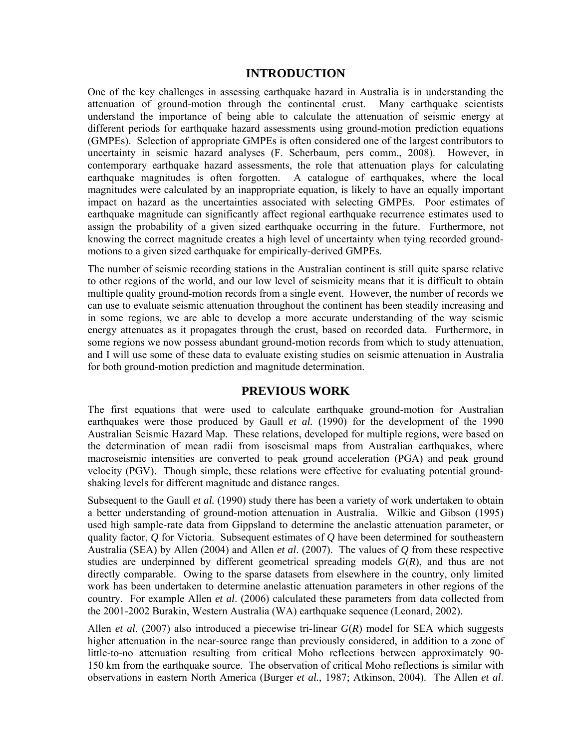## INTRODUCTION

One of the key challenges in assessing earthquake hazard in Australia is in understanding the attenuation of ground-motion through the continental crust. Many earthquake scientists understand the importance of being able to calculate the attenuation of seismic energy at different periods for earthquake hazard assessments using ground-motion prediction equations (GMPEs). Selection of appropriate GMPEs is often considered one of the largest contributors to uncertainty in seismic hazard analyses (F. Scherbaum, pers comm., 2008). However, in contemporary earthquake hazard assessments, the role that attenuation plays for calculating earthquake magnitudes is often forgotten. A catalogue of earthquakes, where the local magnitudes were calculated by an inappropriate equation, is likely to have an equally important impact on hazard as the uncertainties associated with selecting GMPEs. Poor estimates of earthquake magnitude can significantly affect regional earthquake recurrence estimates used to assign the probability of a given sized earthquake occurring in the future. Furthermore, not knowing the correct magnitude creates a high level of uncertainty when tying recorded ground-motions to a given sized earthquake for empirically-derived GMPEs.

The number of seismic recording stations in the Australian continent is still quite sparse relative to other regions of the world, and our low level of seismicity means that it is difficult to obtain multiple quality ground-motion records from a single event. However, the number of records we can use to evaluate seismic attenuation throughout the continent has been steadily increasing and in some regions, we are able to develop a more accurate understanding of the way seismic energy attenuates as it propagates through the crust, based on recorded data. Furthermore, in some regions we now possess abundant ground-motion records from which to study attenuation, and I will use some of these data to evaluate existing studies on seismic attenuation in Australia for both ground-motion prediction and magnitude determination.

## PREVIOUS WORK

The first equations that were used to calculate earthquake ground-motion for Australian earthquakes were those produced by Gaull *et al.* (1990) for the development of the 1990 Australian Seismic Hazard Map. These relations, developed for multiple regions, were based on the determination of mean radii from isoseismal maps from Australian earthquakes, where macroseismic intensities are converted to peak ground acceleration (PGA) and peak ground velocity (PGV). Though simple, these relations were effective for evaluating potential ground-shaking levels for different magnitude and distance ranges.

Subsequent to the Gaull *et al.* (1990) study there has been a variety of work undertaken to obtain a better understanding of ground-motion attenuation in Australia. Wilkie and Gibson (1995) used high sample-rate data from Gippsland to determine the anelastic attenuation parameter, or quality factor, $Q$ for Victoria. Subsequent estimates of $Q$ have been determined for southeastern Australia (SEA) by Allen (2004) and Allen *et al*. (2007). The values of $Q$ from these respective studies are underpinned by different geometrical spreading models $G(R)$, and thus are not directly comparable. Owing to the sparse datasets from elsewhere in the country, only limited work has been undertaken to determine anelastic attenuation parameters in other regions of the country. For example Allen *et al*. (2006) calculated these parameters from data collected from the 2001-2002 Burakin, Western Australia (WA) earthquake sequence (Leonard, 2002).

Allen *et al*. (2007) also introduced a piecewise tri-linear $G(R)$ model for SEA which suggests higher attenuation in the near-source range than previously considered, in addition to a zone of little-to-no attenuation resulting from critical Moho reflections between approximately 90-150 km from the earthquake source. The observation of critical Moho reflections is similar with observations in eastern North America (Burger *et al.*, 1987; Atkinson, 2004). The Allen *et al*.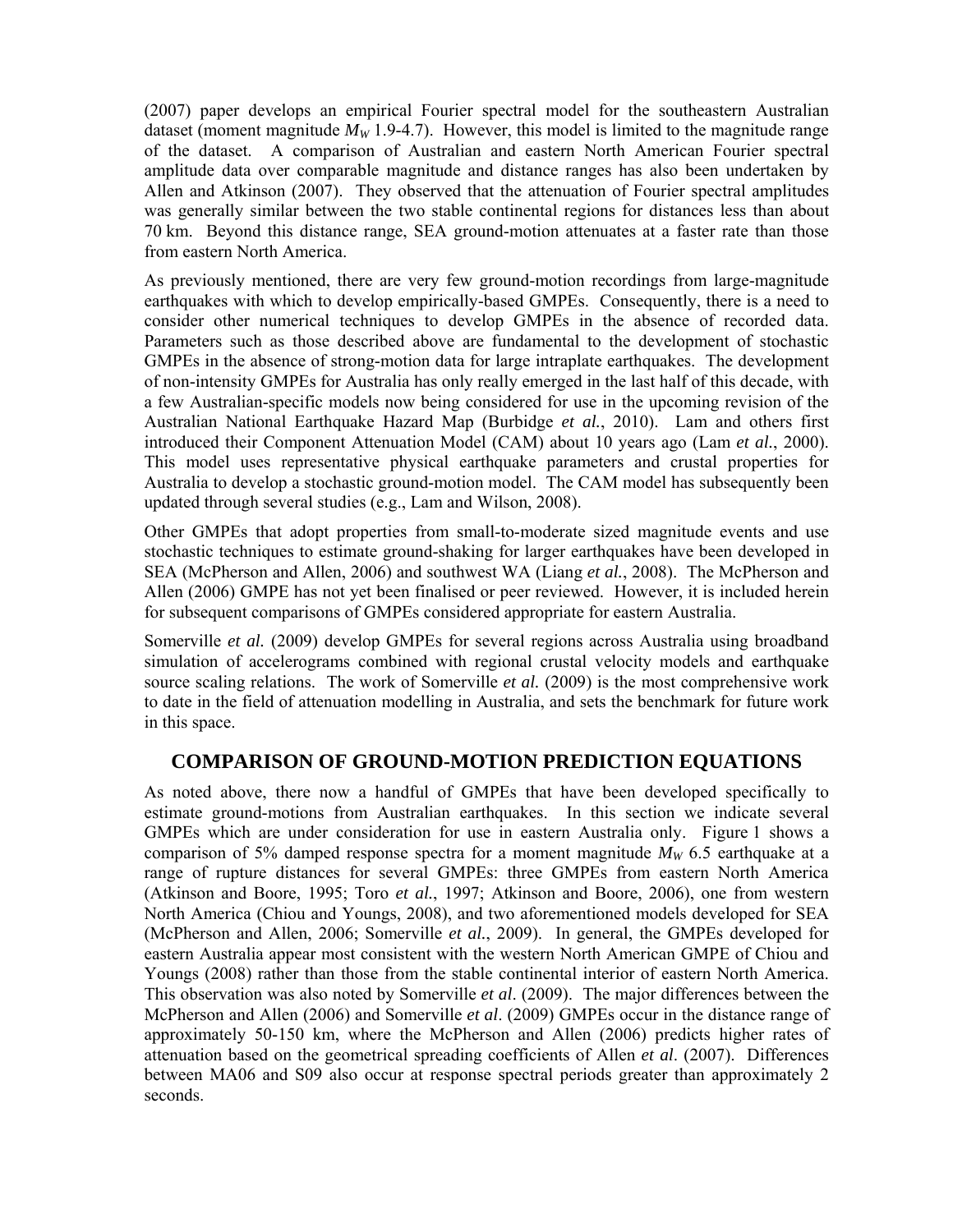(2007) paper develops an empirical Fourier spectral model for the southeastern Australian dataset (moment magnitude $M_W$ 1.9-4.7). However, this model is limited to the magnitude range of the dataset. A comparison of Australian and eastern North American Fourier spectral amplitude data over comparable magnitude and distance ranges has also been undertaken by Allen and Atkinson (2007). They observed that the attenuation of Fourier spectral amplitudes was generally similar between the two stable continental regions for distances less than about 70 km. Beyond this distance range, SEA ground-motion attenuates at a faster rate than those from eastern North America.

As previously mentioned, there are very few ground-motion recordings from large-magnitude earthquakes with which to develop empirically-based GMPEs. Consequently, there is a need to consider other numerical techniques to develop GMPEs in the absence of recorded data. Parameters such as those described above are fundamental to the development of stochastic GMPEs in the absence of strong-motion data for large intraplate earthquakes. The development of non-intensity GMPEs for Australia has only really emerged in the last half of this decade, with a few Australian-specific models now being considered for use in the upcoming revision of the Australian National Earthquake Hazard Map (Burbidge *et al.*, 2010). Lam and others first introduced their Component Attenuation Model (CAM) about 10 years ago (Lam *et al.*, 2000). This model uses representative physical earthquake parameters and crustal properties for Australia to develop a stochastic ground-motion model. The CAM model has subsequently been updated through several studies (e.g., Lam and Wilson, 2008).

Other GMPEs that adopt properties from small-to-moderate sized magnitude events and use stochastic techniques to estimate ground-shaking for larger earthquakes have been developed in SEA (McPherson and Allen, 2006) and southwest WA (Liang *et al.*, 2008). The McPherson and Allen (2006) GMPE has not yet been finalised or peer reviewed. However, it is included herein for subsequent comparisons of GMPEs considered appropriate for eastern Australia.

Somerville *et al.* (2009) develop GMPEs for several regions across Australia using broadband simulation of accelerograms combined with regional crustal velocity models and earthquake source scaling relations. The work of Somerville *et al.* (2009) is the most comprehensive work to date in the field of attenuation modelling in Australia, and sets the benchmark for future work in this space.

## COMPARISON OF GROUND-MOTION PREDICTION EQUATIONS

As noted above, there now a handful of GMPEs that have been developed specifically to estimate ground-motions from Australian earthquakes. In this section we indicate several GMPEs which are under consideration for use in eastern Australia only. Figure 1 shows a comparison of 5% damped response spectra for a moment magnitude $M_W$ 6.5 earthquake at a range of rupture distances for several GMPEs: three GMPEs from eastern North America (Atkinson and Boore, 1995; Toro *et al.*, 1997; Atkinson and Boore, 2006), one from western North America (Chiou and Youngs, 2008), and two aforementioned models developed for SEA (McPherson and Allen, 2006; Somerville *et al.*, 2009). In general, the GMPEs developed for eastern Australia appear most consistent with the western North American GMPE of Chiou and Youngs (2008) rather than those from the stable continental interior of eastern North America. This observation was also noted by Somerville *et al*. (2009). The major differences between the McPherson and Allen (2006) and Somerville *et al*. (2009) GMPEs occur in the distance range of approximately 50-150 km, where the McPherson and Allen (2006) predicts higher rates of attenuation based on the geometrical spreading coefficients of Allen *et al*. (2007). Differences between MA06 and S09 also occur at response spectral periods greater than approximately 2 seconds.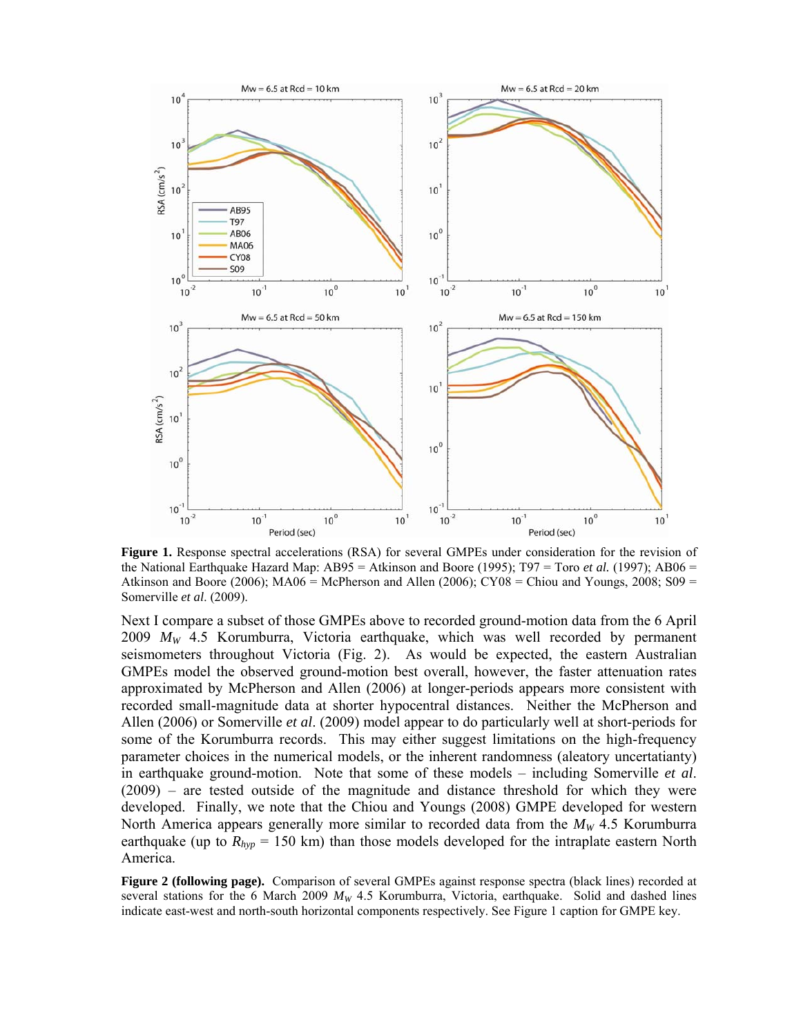**Figure 1.** Response spectral accelerations (RSA) for several GMPEs under consideration for the revision of the National Earthquake Hazard Map: AB95 = Atkinson and Boore (1995); T97 = Toro *et al.* (1997); AB06 = Atkinson and Boore (2006); MA06 = McPherson and Allen (2006); CY08 = Chiou and Youngs, 2008; S09 = Somerville *et al.* (2009).

Next I compare a subset of those GMPEs above to recorded ground-motion data from the 6 April 2009 $M_W$ 4.5 Korumburra, Victoria earthquake, which was well recorded by permanent seismometers throughout Victoria (Fig. 2). As would be expected, the eastern Australian GMPEs model the observed ground-motion best overall, however, the faster attenuation rates approximated by McPherson and Allen (2006) at longer-periods appears more consistent with recorded small-magnitude data at shorter hypocentral distances. Neither the McPherson and Allen (2006) or Somerville *et al*. (2009) model appear to do particularly well at short-periods for some of the Korumburra records. This may either suggest limitations on the high-frequency parameter choices in the numerical models, or the inherent randomness (aleatory uncertatianty) in earthquake ground-motion. Note that some of these models – including Somerville *et al*. (2009) – are tested outside of the magnitude and distance threshold for which they were developed. Finally, we note that the Chiou and Youngs (2008) GMPE developed for western North America appears generally more similar to recorded data from the $M_W$ 4.5 Korumburra earthquake (up to $R_{hyp}$ = 150 km) than those models developed for the intraplate eastern North America.

**Figure 2 (following page).** Comparison of several GMPEs against response spectra (black lines) recorded at several stations for the 6 March 2009 $M_W$ 4.5 Korumburra, Victoria, earthquake. Solid and dashed lines indicate east-west and north-south horizontal components respectively. See Figure 1 caption for GMPE key.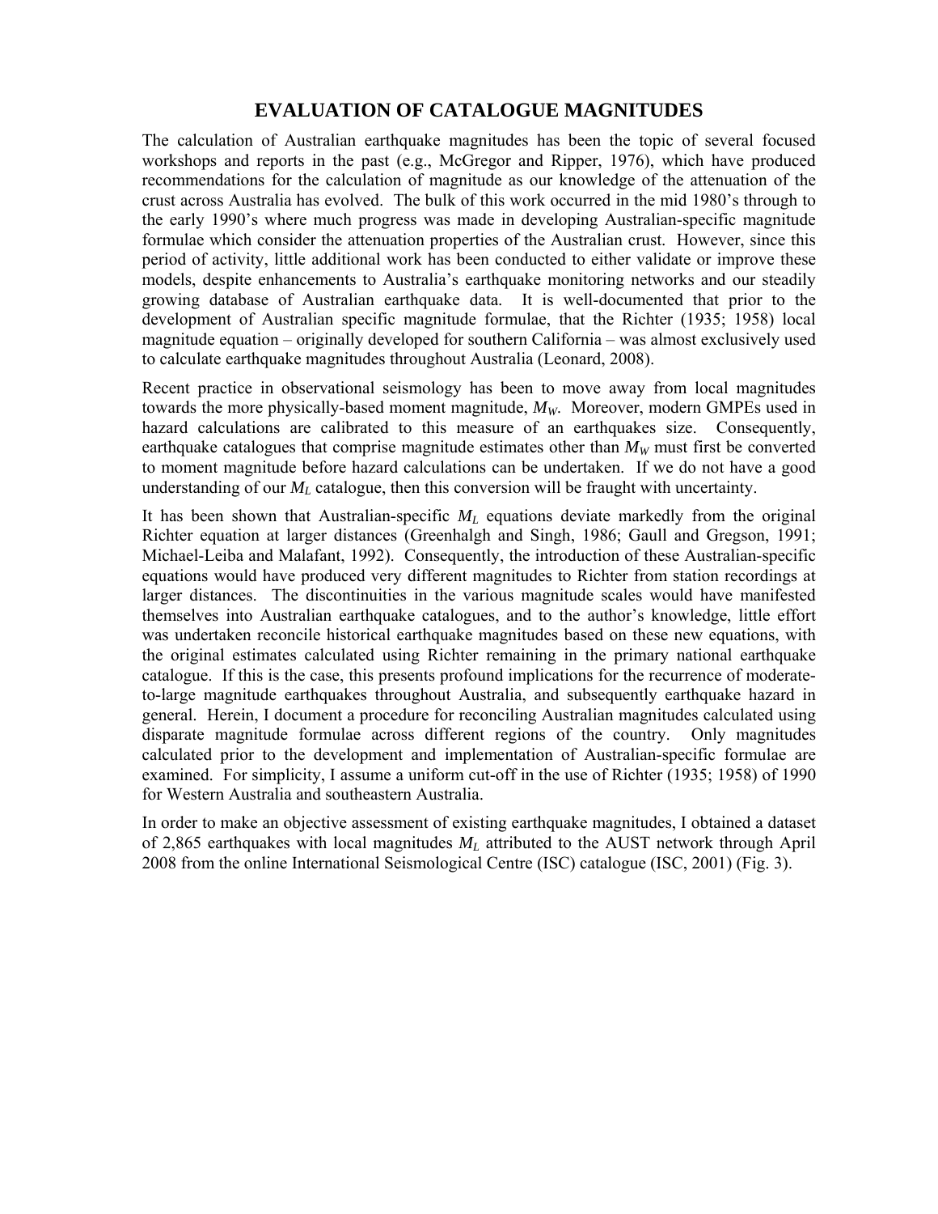# EVALUATION OF CATALOGUE MAGNITUDES

The calculation of Australian earthquake magnitudes has been the topic of several focused workshops and reports in the past (e.g., McGregor and Ripper, 1976), which have produced recommendations for the calculation of magnitude as our knowledge of the attenuation of the crust across Australia has evolved. The bulk of this work occurred in the mid 1980's through to the early 1990's where much progress was made in developing Australian-specific magnitude formulae which consider the attenuation properties of the Australian crust. However, since this period of activity, little additional work has been conducted to either validate or improve these models, despite enhancements to Australia's earthquake monitoring networks and our steadily growing database of Australian earthquake data. It is well-documented that prior to the development of Australian specific magnitude formulae, that the Richter (1935; 1958) local magnitude equation – originally developed for southern California – was almost exclusively used to calculate earthquake magnitudes throughout Australia (Leonard, 2008).

Recent practice in observational seismology has been to move away from local magnitudes towards the more physically-based moment magnitude, $M_W$. Moreover, modern GMPEs used in hazard calculations are calibrated to this measure of an earthquakes size. Consequently, earthquake catalogues that comprise magnitude estimates other than $M_W$ must first be converted to moment magnitude before hazard calculations can be undertaken. If we do not have a good understanding of our $M_L$ catalogue, then this conversion will be fraught with uncertainty.

It has been shown that Australian-specific $M_L$ equations deviate markedly from the original Richter equation at larger distances (Greenhalgh and Singh, 1986; Gaull and Gregson, 1991; Michael-Leiba and Malafant, 1992). Consequently, the introduction of these Australian-specific equations would have produced very different magnitudes to Richter from station recordings at larger distances. The discontinuities in the various magnitude scales would have manifested themselves into Australian earthquake catalogues, and to the author's knowledge, little effort was undertaken reconcile historical earthquake magnitudes based on these new equations, with the original estimates calculated using Richter remaining in the primary national earthquake catalogue. If this is the case, this presents profound implications for the recurrence of moderate-to-large magnitude earthquakes throughout Australia, and subsequently earthquake hazard in general. Herein, I document a procedure for reconciling Australian magnitudes calculated using disparate magnitude formulae across different regions of the country. Only magnitudes calculated prior to the development and implementation of Australian-specific formulae are examined. For simplicity, I assume a uniform cut-off in the use of Richter (1935; 1958) of 1990 for Western Australia and southeastern Australia.

In order to make an objective assessment of existing earthquake magnitudes, I obtained a dataset of 2,865 earthquakes with local magnitudes $M_L$ attributed to the AUST network through April 2008 from the online International Seismological Centre (ISC) catalogue (ISC, 2001) (Fig. 3).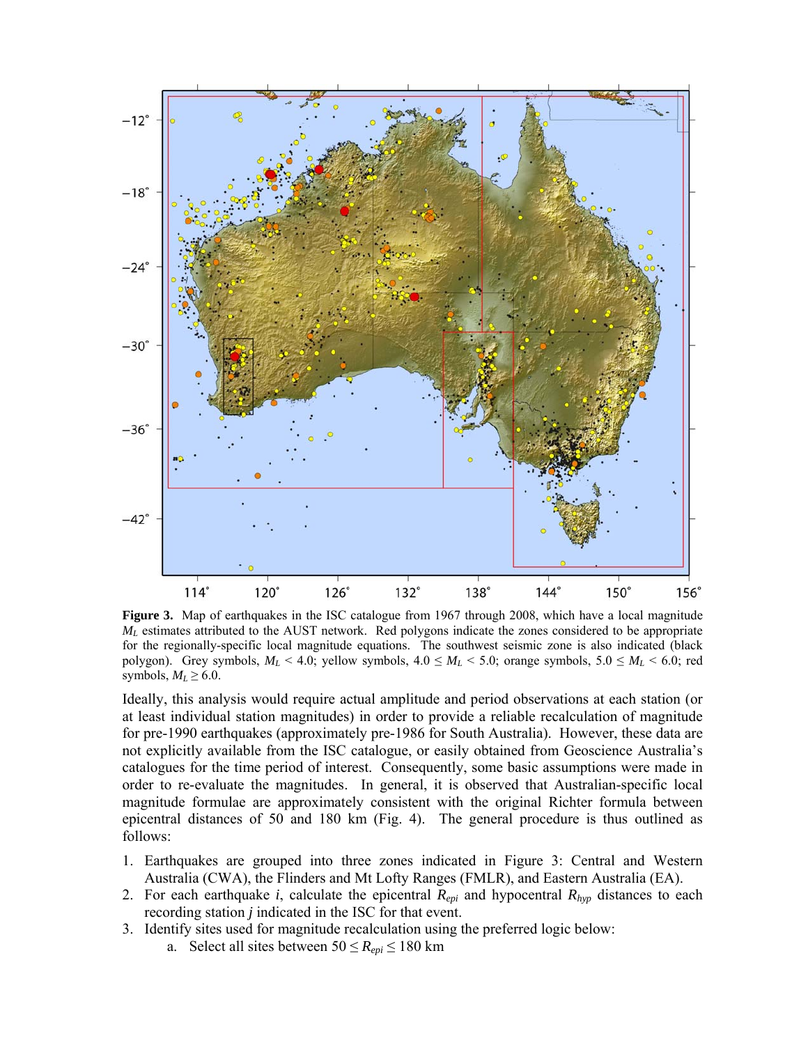**Figure 3.** Map of earthquakes in the ISC catalogue from 1967 through 2008, which have a local magnitude $M_L$ estimates attributed to the AUST network. Red polygons indicate the zones considered to be appropriate for the regionally-specific local magnitude equations. The southwest seismic zone is also indicated (black polygon). Grey symbols, $M_L < 4.0$; yellow symbols, $4.0 \leq M_L < 5.0$; orange symbols, $5.0 \leq M_L < 6.0$; red symbols, $M_L \geq 6.0$.

Ideally, this analysis would require actual amplitude and period observations at each station (or at least individual station magnitudes) in order to provide a reliable recalculation of magnitude for pre-1990 earthquakes (approximately pre-1986 for South Australia). However, these data are not explicitly available from the ISC catalogue, or easily obtained from Geoscience Australia's catalogues for the time period of interest. Consequently, some basic assumptions were made in order to re-evaluate the magnitudes. In general, it is observed that Australian-specific local magnitude formulae are approximately consistent with the original Richter formula between epicentral distances of 50 and 180 km (Fig. 4). The general procedure is thus outlined as follows:

1. Earthquakes are grouped into three zones indicated in Figure 3: Central and Western Australia (CWA), the Flinders and Mt Lofty Ranges (FMLR), and Eastern Australia (EA).
2. For each earthquake *i*, calculate the epicentral $R_{epi}$ and hypocentral $R_{hyp}$ distances to each recording station *j* indicated in the ISC for that event.
3. Identify sites used for magnitude recalculation using the preferred logic below:
    a. Select all sites between $50 \leq R_{epi} \leq 180$ km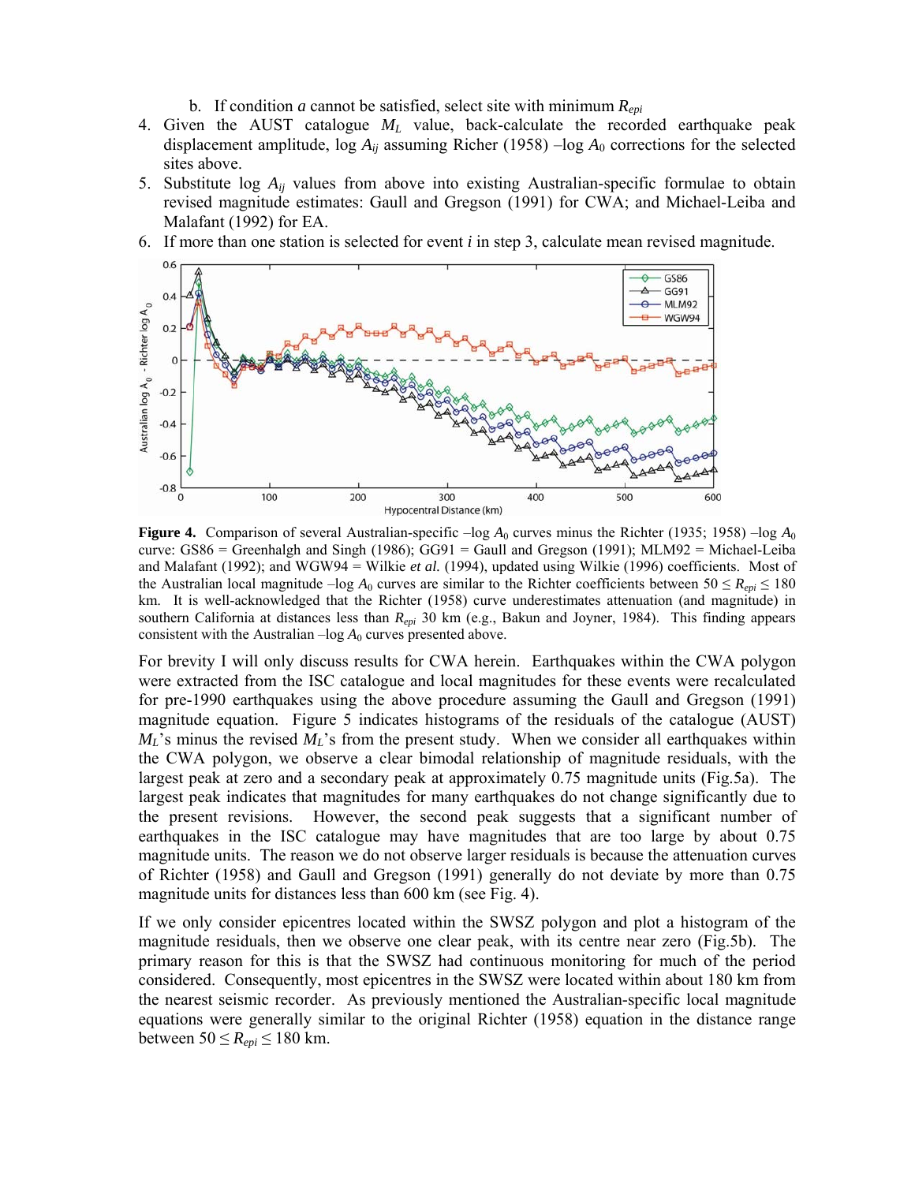b. If condition *a* cannot be satisfied, select site with minimum $R_{epi}$

4. Given the AUST catalogue $M_L$ value, back-calculate the recorded earthquake peak displacement amplitude, log $A_{ij}$ assuming Richer (1958) –log $A_0$ corrections for the selected sites above.
5. Substitute log $A_{ij}$ values from above into existing Australian-specific formulae to obtain revised magnitude estimates: Gaull and Gregson (1991) for CWA; and Michael-Leiba and Malafant (1992) for EA.
6. If more than one station is selected for event *i* in step 3, calculate mean revised magnitude.

**Figure 4.** Comparison of several Australian-specific –log $A_0$ curves minus the Richter (1935; 1958) –log $A_0$ curve: GS86 = Greenhalgh and Singh (1986); GG91 = Gaull and Gregson (1991); MLM92 = Michael-Leiba and Malafant (1992); and WGW94 = Wilkie *et al.* (1994), updated using Wilkie (1996) coefficients. Most of the Australian local magnitude –log $A_0$ curves are similar to the Richter coefficients between $50 \leq R_{epi} \leq 180$ km. It is well-acknowledged that the Richter (1958) curve underestimates attenuation (and magnitude) in southern California at distances less than $R_{epi}$ 30 km (e.g., Bakun and Joyner, 1984). This finding appears consistent with the Australian –log $A_0$ curves presented above.

For brevity I will only discuss results for CWA herein. Earthquakes within the CWA polygon were extracted from the ISC catalogue and local magnitudes for these events were recalculated for pre-1990 earthquakes using the above procedure assuming the Gaull and Gregson (1991) magnitude equation. Figure 5 indicates histograms of the residuals of the catalogue (AUST) $M_L$'s minus the revised $M_L$'s from the present study. When we consider all earthquakes within the CWA polygon, we observe a clear bimodal relationship of magnitude residuals, with the largest peak at zero and a secondary peak at approximately 0.75 magnitude units (Fig.5a). The largest peak indicates that magnitudes for many earthquakes do not change significantly due to the present revisions. However, the second peak suggests that a significant number of earthquakes in the ISC catalogue may have magnitudes that are too large by about 0.75 magnitude units. The reason we do not observe larger residuals is because the attenuation curves of Richter (1958) and Gaull and Gregson (1991) generally do not deviate by more than 0.75 magnitude units for distances less than 600 km (see Fig. 4).

If we only consider epicentres located within the SWSZ polygon and plot a histogram of the magnitude residuals, then we observe one clear peak, with its centre near zero (Fig.5b). The primary reason for this is that the SWSZ had continuous monitoring for much of the period considered. Consequently, most epicentres in the SWSZ were located within about 180 km from the nearest seismic recorder. As previously mentioned the Australian-specific local magnitude equations were generally similar to the original Richter (1958) equation in the distance range between $50 \leq R_{epi} \leq 180$ km.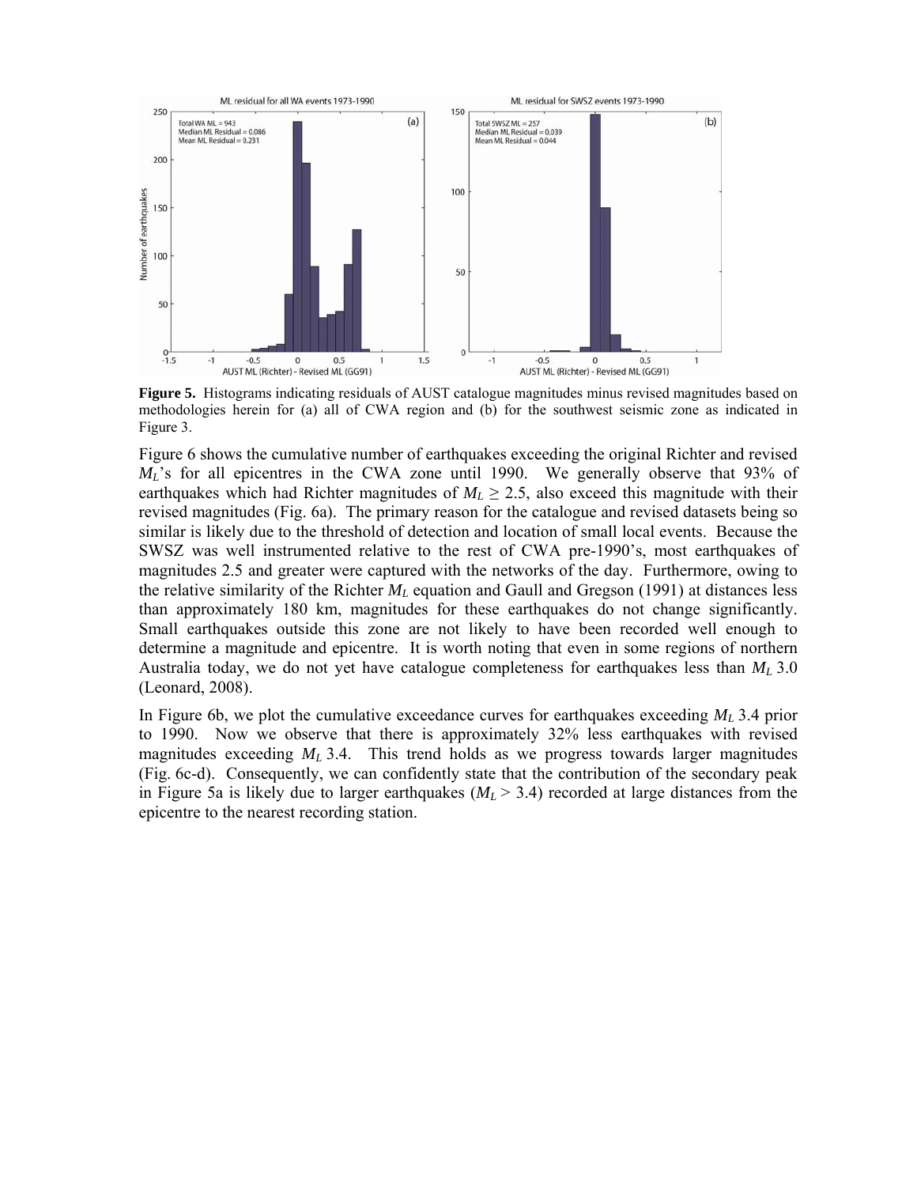**Figure 5.** Histograms indicating residuals of AUST catalogue magnitudes minus revised magnitudes based on methodologies herein for (a) all of CWA region and (b) for the southwest seismic zone as indicated in Figure 3.

Figure 6 shows the cumulative number of earthquakes exceeding the original Richter and revised $M_L$'s for all epicentres in the CWA zone until 1990. We generally observe that 93% of earthquakes which had Richter magnitudes of $M_L \geq 2.5$, also exceed this magnitude with their revised magnitudes (Fig. 6a). The primary reason for the catalogue and revised datasets being so similar is likely due to the threshold of detection and location of small local events. Because the SWSZ was well instrumented relative to the rest of CWA pre-1990's, most earthquakes of magnitudes 2.5 and greater were captured with the networks of the day. Furthermore, owing to the relative similarity of the Richter $M_L$ equation and Gaull and Gregson (1991) at distances less than approximately 180 km, magnitudes for these earthquakes do not change significantly. Small earthquakes outside this zone are not likely to have been recorded well enough to determine a magnitude and epicentre. It is worth noting that even in some regions of northern Australia today, we do not yet have catalogue completeness for earthquakes less than $M_L$ 3.0 (Leonard, 2008).

In Figure 6b, we plot the cumulative exceedance curves for earthquakes exceeding $M_L$ 3.4 prior to 1990. Now we observe that there is approximately 32% less earthquakes with revised magnitudes exceeding $M_L$ 3.4. This trend holds as we progress towards larger magnitudes (Fig. 6c-d). Consequently, we can confidently state that the contribution of the secondary peak in Figure 5a is likely due to larger earthquakes ($M_L > 3.4$) recorded at large distances from the epicentre to the nearest recording station.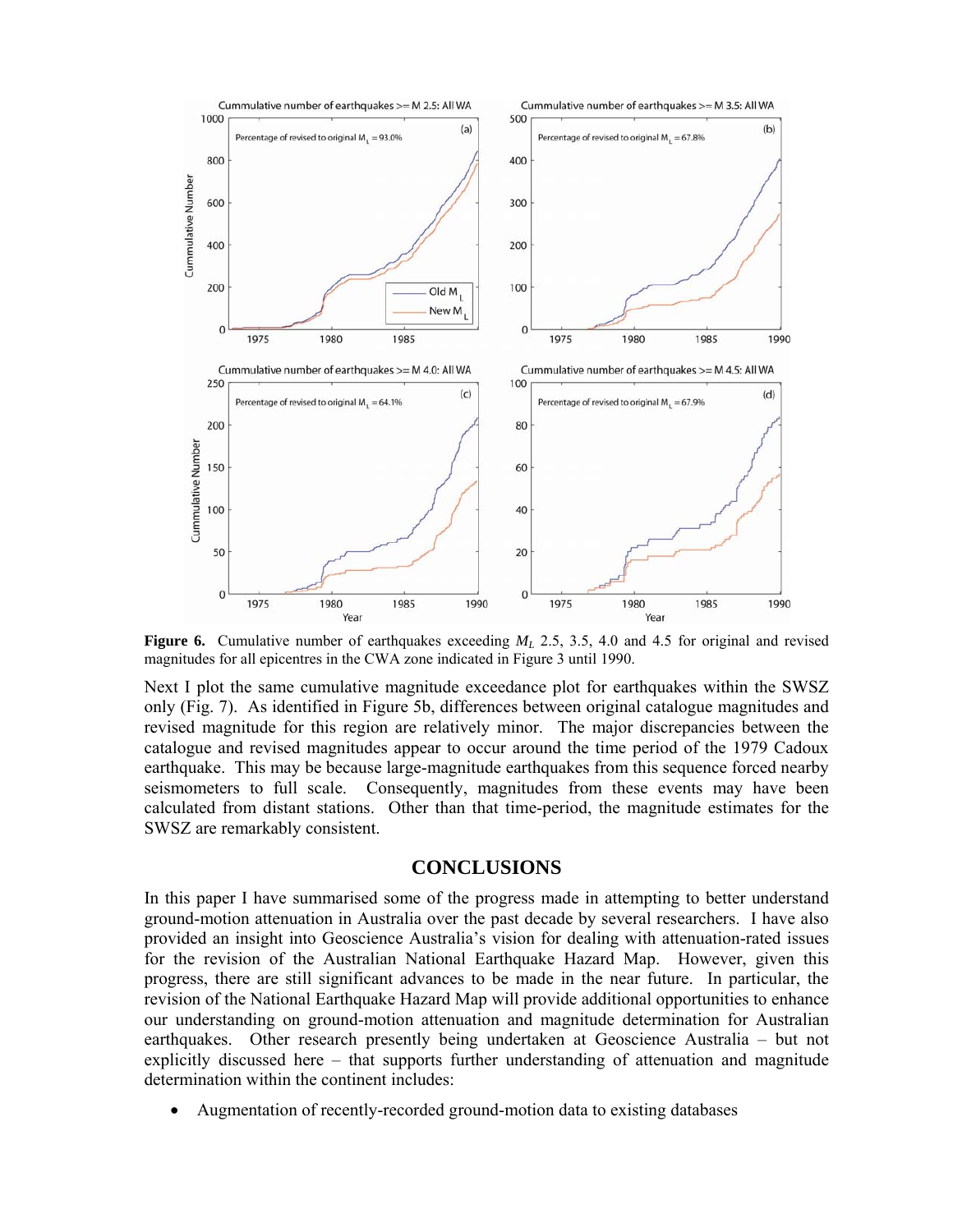**Figure 6.** Cumulative number of earthquakes exceeding $M_L$ 2.5, 3.5, 4.0 and 4.5 for original and revised magnitudes for all epicentres in the CWA zone indicated in Figure 3 until 1990.

Next I plot the same cumulative magnitude exceedance plot for earthquakes within the SWSZ only (Fig. 7). As identified in Figure 5b, differences between original catalogue magnitudes and revised magnitude for this region are relatively minor. The major discrepancies between the catalogue and revised magnitudes appear to occur around the time period of the 1979 Cadoux earthquake. This may be because large-magnitude earthquakes from this sequence forced nearby seismometers to full scale. Consequently, magnitudes from these events may have been calculated from distant stations. Other than that time-period, the magnitude estimates for the SWSZ are remarkably consistent.

## CONCLUSIONS

In this paper I have summarised some of the progress made in attempting to better understand ground-motion attenuation in Australia over the past decade by several researchers. I have also provided an insight into Geoscience Australia's vision for dealing with attenuation-rated issues for the revision of the Australian National Earthquake Hazard Map. However, given this progress, there are still significant advances to be made in the near future. In particular, the revision of the National Earthquake Hazard Map will provide additional opportunities to enhance our understanding on ground-motion attenuation and magnitude determination for Australian earthquakes. Other research presently being undertaken at Geoscience Australia – but not explicitly discussed here – that supports further understanding of attenuation and magnitude determination within the continent includes:

- Augmentation of recently-recorded ground-motion data to existing databases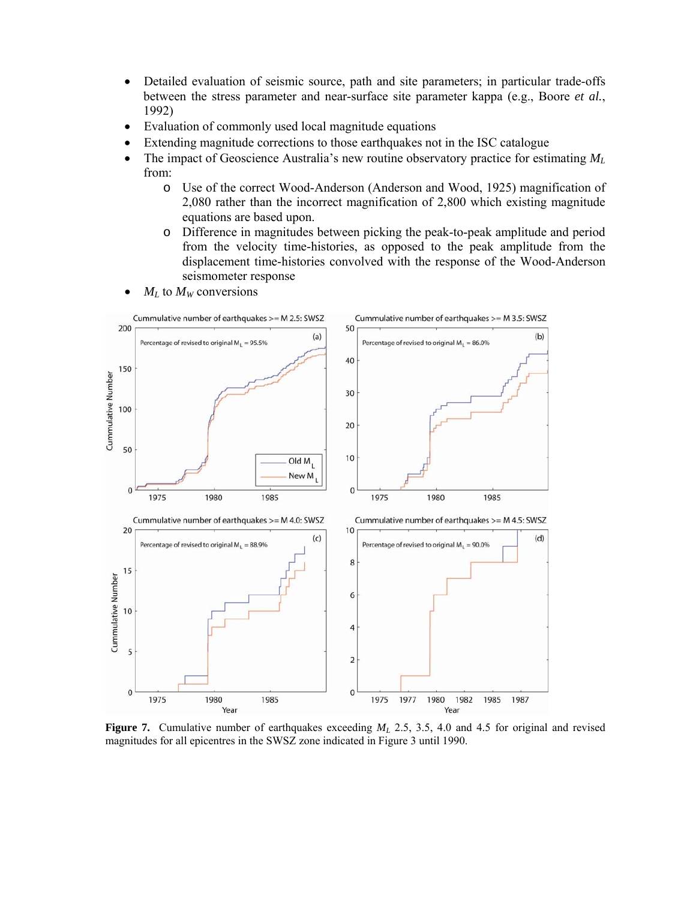- Detailed evaluation of seismic source, path and site parameters; in particular trade-offs between the stress parameter and near-surface site parameter kappa (e.g., Boore *et al.*, 1992)
- Evaluation of commonly used local magnitude equations
- Extending magnitude corrections to those earthquakes not in the ISC catalogue
- The impact of Geoscience Australia's new routine observatory practice for estimating $M_L$ from:
    - Use of the correct Wood-Anderson (Anderson and Wood, 1925) magnification of 2,080 rather than the incorrect magnification of 2,800 which existing magnitude equations are based upon.
    - Difference in magnitudes between picking the peak-to-peak amplitude and period from the velocity time-histories, as opposed to the peak amplitude from the displacement time-histories convolved with the response of the Wood-Anderson seismometer response
- $M_L$ to $M_W$ conversions

**Figure 7.** Cumulative number of earthquakes exceeding $M_L$ 2.5, 3.5, 4.0 and 4.5 for original and revised magnitudes for all epicentres in the SWSZ zone indicated in Figure 3 until 1990.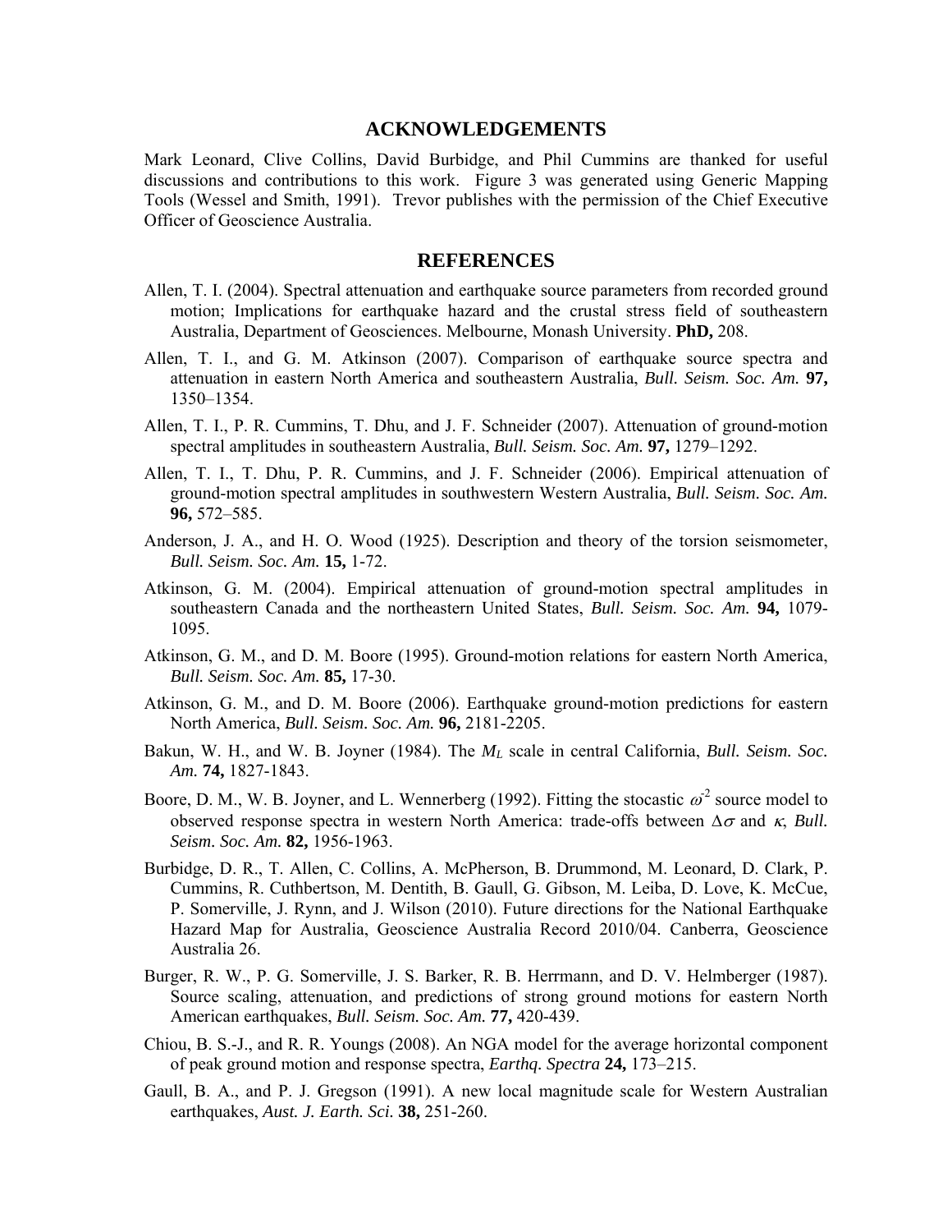## ACKNOWLEDGEMENTS

Mark Leonard, Clive Collins, David Burbidge, and Phil Cummins are thanked for useful discussions and contributions to this work. Figure 3 was generated using Generic Mapping Tools (Wessel and Smith, 1991). Trevor publishes with the permission of the Chief Executive Officer of Geoscience Australia.

## REFERENCES

Allen, T. I. (2004). Spectral attenuation and earthquake source parameters from recorded ground motion; Implications for earthquake hazard and the crustal stress field of southeastern Australia, Department of Geosciences. Melbourne, Monash University. **PhD,** 208.

Allen, T. I., and G. M. Atkinson (2007). Comparison of earthquake source spectra and attenuation in eastern North America and southeastern Australia, *Bull. Seism. Soc. Am.* **97,** 1350–1354.

Allen, T. I., P. R. Cummins, T. Dhu, and J. F. Schneider (2007). Attenuation of ground-motion spectral amplitudes in southeastern Australia, *Bull. Seism. Soc. Am.* **97,** 1279–1292.

Allen, T. I., T. Dhu, P. R. Cummins, and J. F. Schneider (2006). Empirical attenuation of ground-motion spectral amplitudes in southwestern Western Australia, *Bull. Seism. Soc. Am.* **96,** 572–585.

Anderson, J. A., and H. O. Wood (1925). Description and theory of the torsion seismometer, *Bull. Seism. Soc. Am.* **15,** 1-72.

Atkinson, G. M. (2004). Empirical attenuation of ground-motion spectral amplitudes in southeastern Canada and the northeastern United States, *Bull. Seism. Soc. Am.* **94,** 1079-1095.

Atkinson, G. M., and D. M. Boore (1995). Ground-motion relations for eastern North America, *Bull. Seism. Soc. Am.* **85,** 17-30.

Atkinson, G. M., and D. M. Boore (2006). Earthquake ground-motion predictions for eastern North America, *Bull. Seism. Soc. Am.* **96,** 2181-2205.

Bakun, W. H., and W. B. Joyner (1984). The $M_L$ scale in central California, *Bull. Seism. Soc. Am.* **74,** 1827-1843.

Boore, D. M., W. B. Joyner, and L. Wennerberg (1992). Fitting the stocastic $\omega^{-2}$ source model to observed response spectra in western North America: trade-offs between $\Delta\sigma$ and $\kappa$, *Bull. Seism. Soc. Am.* **82,** 1956-1963.

Burbidge, D. R., T. Allen, C. Collins, A. McPherson, B. Drummond, M. Leonard, D. Clark, P. Cummins, R. Cuthbertson, M. Dentith, B. Gaull, G. Gibson, M. Leiba, D. Love, K. McCue, P. Somerville, J. Rynn, and J. Wilson (2010). Future directions for the National Earthquake Hazard Map for Australia, Geoscience Australia Record 2010/04. Canberra, Geoscience Australia 26.

Burger, R. W., P. G. Somerville, J. S. Barker, R. B. Herrmann, and D. V. Helmberger (1987). Source scaling, attenuation, and predictions of strong ground motions for eastern North American earthquakes, *Bull. Seism. Soc. Am.* **77,** 420-439.

Chiou, B. S.-J., and R. R. Youngs (2008). An NGA model for the average horizontal component of peak ground motion and response spectra, *Earthq. Spectra* **24,** 173–215.

Gaull, B. A., and P. J. Gregson (1991). A new local magnitude scale for Western Australian earthquakes, *Aust. J. Earth. Sci.* **38,** 251-260.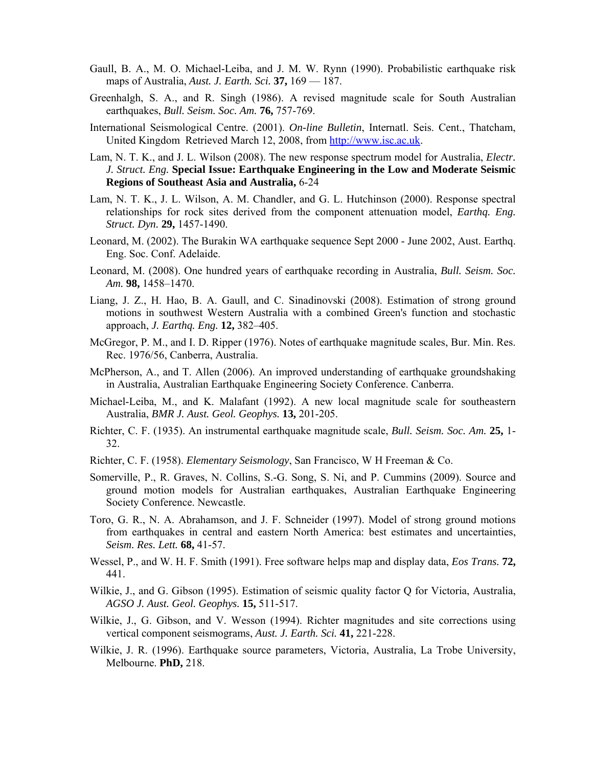Gaull, B. A., M. O. Michael-Leiba, and J. M. W. Rynn (1990). Probabilistic earthquake risk maps of Australia, *Aust. J. Earth. Sci.* **37,** 169 — 187.

Greenhalgh, S. A., and R. Singh (1986). A revised magnitude scale for South Australian earthquakes, *Bull. Seism. Soc. Am.* **76,** 757-769.

International Seismological Centre. (2001). *On-line Bulletin*, Internatl. Seis. Cent., Thatcham, United Kingdom Retrieved March 12, 2008, from http://www.isc.ac.uk.

Lam, N. T. K., and J. L. Wilson (2008). The new response spectrum model for Australia, *Electr. J. Struct. Eng.* **Special Issue: Earthquake Engineering in the Low and Moderate Seismic Regions of Southeast Asia and Australia,** 6-24

Lam, N. T. K., J. L. Wilson, A. M. Chandler, and G. L. Hutchinson (2000). Response spectral relationships for rock sites derived from the component attenuation model, *Earthq. Eng. Struct. Dyn.* **29,** 1457-1490.

Leonard, M. (2002). The Burakin WA earthquake sequence Sept 2000 - June 2002, Aust. Earthq. Eng. Soc. Conf. Adelaide.

Leonard, M. (2008). One hundred years of earthquake recording in Australia, *Bull. Seism. Soc. Am.* **98,** 1458–1470.

Liang, J. Z., H. Hao, B. A. Gaull, and C. Sinadinovski (2008). Estimation of strong ground motions in southwest Western Australia with a combined Green's function and stochastic approach, *J. Earthq. Eng.* **12,** 382–405.

McGregor, P. M., and I. D. Ripper (1976). Notes of earthquake magnitude scales, Bur. Min. Res. Rec. 1976/56, Canberra, Australia.

McPherson, A., and T. Allen (2006). An improved understanding of earthquake groundshaking in Australia, Australian Earthquake Engineering Society Conference. Canberra.

Michael-Leiba, M., and K. Malafant (1992). A new local magnitude scale for southeastern Australia, *BMR J. Aust. Geol. Geophys.* **13,** 201-205.

Richter, C. F. (1935). An instrumental earthquake magnitude scale, *Bull. Seism. Soc. Am.* **25,** 1-32.

Richter, C. F. (1958). *Elementary Seismology*, San Francisco, W H Freeman & Co.

Somerville, P., R. Graves, N. Collins, S.-G. Song, S. Ni, and P. Cummins (2009). Source and ground motion models for Australian earthquakes, Australian Earthquake Engineering Society Conference. Newcastle.

Toro, G. R., N. A. Abrahamson, and J. F. Schneider (1997). Model of strong ground motions from earthquakes in central and eastern North America: best estimates and uncertainties, *Seism. Res. Lett.* **68,** 41-57.

Wessel, P., and W. H. F. Smith (1991). Free software helps map and display data, *Eos Trans.* **72,** 441.

Wilkie, J., and G. Gibson (1995). Estimation of seismic quality factor Q for Victoria, Australia, *AGSO J. Aust. Geol. Geophys.* **15,** 511-517.

Wilkie, J., G. Gibson, and V. Wesson (1994). Richter magnitudes and site corrections using vertical component seismograms, *Aust. J. Earth. Sci.* **41,** 221-228.

Wilkie, J. R. (1996). Earthquake source parameters, Victoria, Australia, La Trobe University, Melbourne. **PhD,** 218.